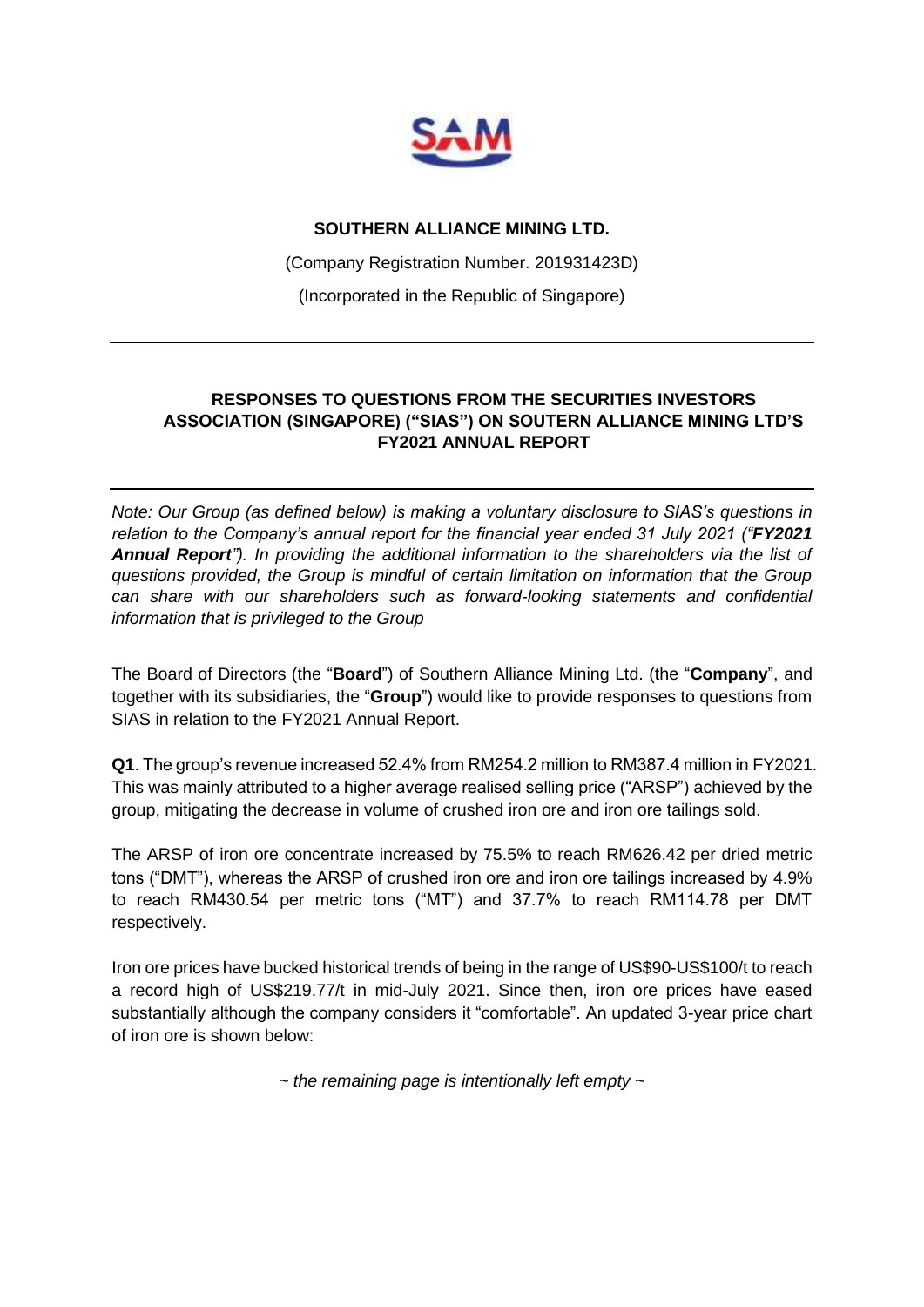**SOUTHERN ALLIANCE MINING LTD.**

(Company Registration Number. 201931423D)

(Incorporated in the Republic of Singapore)

---

## RESPONSES TO QUESTIONS FROM THE SECURITIES INVESTORS ASSOCIATION (SINGAPORE) ("SIAS") ON SOUTERN ALLIANCE MINING LTD'S FY2021 ANNUAL REPORT

---

*Note: Our Group (as defined below) is making a voluntary disclosure to SIAS's questions in relation to the Company's annual report for the financial year ended 31 July 2021 ("**FY2021 Annual Report**"). In providing the additional information to the shareholders via the list of questions provided, the Group is mindful of certain limitation on information that the Group can share with our shareholders such as forward-looking statements and confidential information that is privileged to the Group*

The Board of Directors (the "**Board**") of Southern Alliance Mining Ltd. (the "**Company**", and together with its subsidiaries, the "**Group**") would like to provide responses to questions from SIAS in relation to the FY2021 Annual Report.

**Q1**. The group's revenue increased 52.4% from RM254.2 million to RM387.4 million in FY2021. This was mainly attributed to a higher average realised selling price ("ARSP") achieved by the group, mitigating the decrease in volume of crushed iron ore and iron ore tailings sold.

The ARSP of iron ore concentrate increased by 75.5% to reach RM626.42 per dried metric tons ("DMT"), whereas the ARSP of crushed iron ore and iron ore tailings increased by 4.9% to reach RM430.54 per metric tons ("MT") and 37.7% to reach RM114.78 per DMT respectively.

Iron ore prices have bucked historical trends of being in the range of US$90-US$100/t to reach a record high of US$219.77/t in mid-July 2021. Since then, iron ore prices have eased substantially although the company considers it "comfortable". An updated 3-year price chart of iron ore is shown below:

*~ the remaining page is intentionally left empty ~*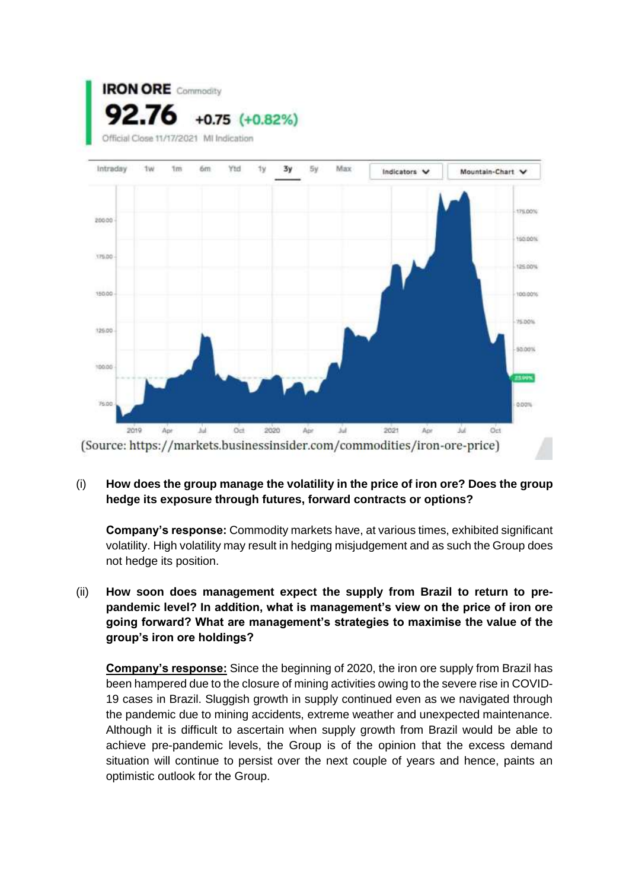**IRON ORE** Commodity

**92.76** +0.75 (+0.82%)

Official Close 11/17/2021 MI Indication

(Source: https://markets.businessinsider.com/commodities/iron-ore-price)

(i) **How does the group manage the volatility in the price of iron ore? Does the group hedge its exposure through futures, forward contracts or options?**

**Company's response:** Commodity markets have, at various times, exhibited significant volatility. High volatility may result in hedging misjudgement and as such the Group does not hedge its position.

(ii) **How soon does management expect the supply from Brazil to return to pre-pandemic level? In addition, what is management's view on the price of iron ore going forward? What are management's strategies to maximise the value of the group's iron ore holdings?**

**Company's response:** Since the beginning of 2020, the iron ore supply from Brazil has been hampered due to the closure of mining activities owing to the severe rise in COVID-19 cases in Brazil. Sluggish growth in supply continued even as we navigated through the pandemic due to mining accidents, extreme weather and unexpected maintenance. Although it is difficult to ascertain when supply growth from Brazil would be able to achieve pre-pandemic levels, the Group is of the opinion that the excess demand situation will continue to persist over the next couple of years and hence, paints an optimistic outlook for the Group.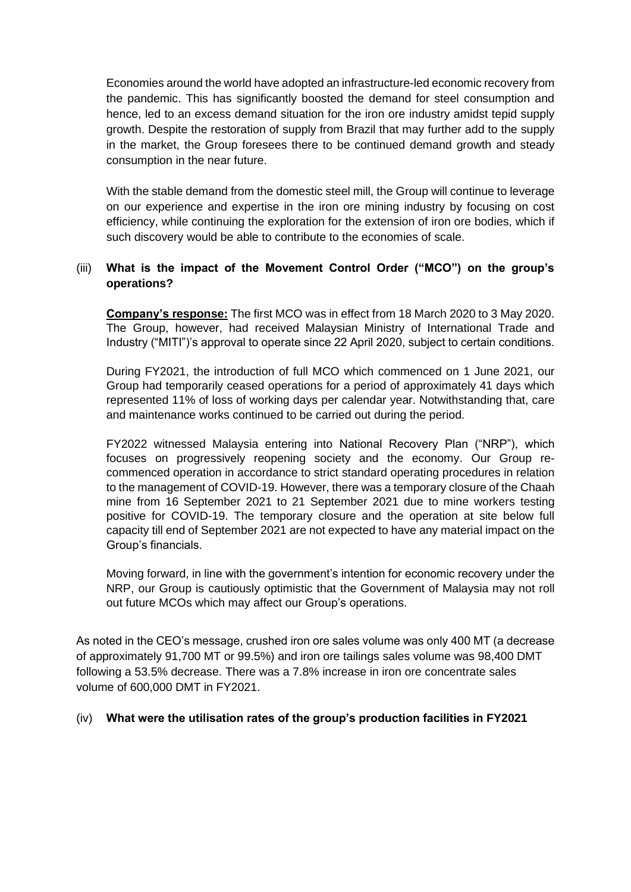Economies around the world have adopted an infrastructure-led economic recovery from the pandemic. This has significantly boosted the demand for steel consumption and hence, led to an excess demand situation for the iron ore industry amidst tepid supply growth. Despite the restoration of supply from Brazil that may further add to the supply in the market, the Group foresees there to be continued demand growth and steady consumption in the near future.

With the stable demand from the domestic steel mill, the Group will continue to leverage on our experience and expertise in the iron ore mining industry by focusing on cost efficiency, while continuing the exploration for the extension of iron ore bodies, which if such discovery would be able to contribute to the economies of scale.

(iii) **What is the impact of the Movement Control Order ("MCO") on the group's operations?**

**<u>Company's response:</u>** The first MCO was in effect from 18 March 2020 to 3 May 2020. The Group, however, had received Malaysian Ministry of International Trade and Industry ("MITI")'s approval to operate since 22 April 2020, subject to certain conditions.

During FY2021, the introduction of full MCO which commenced on 1 June 2021, our Group had temporarily ceased operations for a period of approximately 41 days which represented 11% of loss of working days per calendar year. Notwithstanding that, care and maintenance works continued to be carried out during the period.

FY2022 witnessed Malaysia entering into National Recovery Plan ("NRP"), which focuses on progressively reopening society and the economy. Our Group re-commenced operation in accordance to strict standard operating procedures in relation to the management of COVID-19. However, there was a temporary closure of the Chaah mine from 16 September 2021 to 21 September 2021 due to mine workers testing positive for COVID-19. The temporary closure and the operation at site below full capacity till end of September 2021 are not expected to have any material impact on the Group's financials.

Moving forward, in line with the government's intention for economic recovery under the NRP, our Group is cautiously optimistic that the Government of Malaysia may not roll out future MCOs which may affect our Group's operations.

As noted in the CEO's message, crushed iron ore sales volume was only 400 MT (a decrease of approximately 91,700 MT or 99.5%) and iron ore tailings sales volume was 98,400 DMT following a 53.5% decrease. There was a 7.8% increase in iron ore concentrate sales volume of 600,000 DMT in FY2021.

(iv) **What were the utilisation rates of the group's production facilities in FY2021**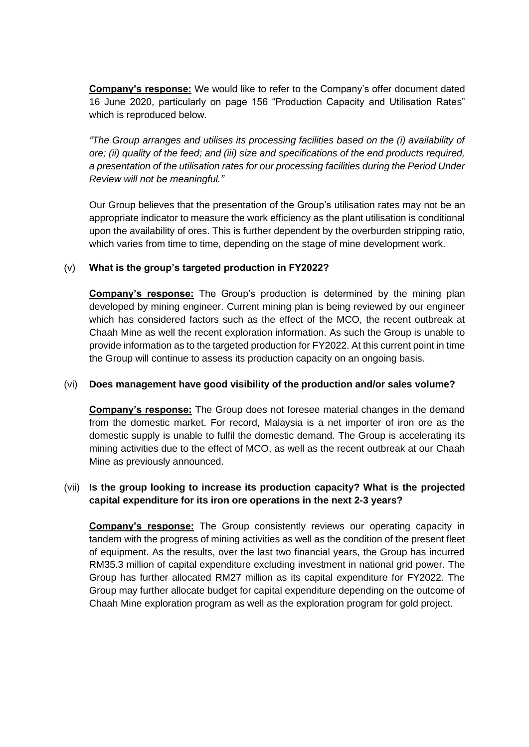**<u>Company's response:</u>** We would like to refer to the Company's offer document dated 16 June 2020, particularly on page 156 "Production Capacity and Utilisation Rates" which is reproduced below.

*"The Group arranges and utilises its processing facilities based on the (i) availability of ore; (ii) quality of the feed; and (iii) size and specifications of the end products required, a presentation of the utilisation rates for our processing facilities during the Period Under Review will not be meaningful."*

Our Group believes that the presentation of the Group's utilisation rates may not be an appropriate indicator to measure the work efficiency as the plant utilisation is conditional upon the availability of ores. This is further dependent by the overburden stripping ratio, which varies from time to time, depending on the stage of mine development work.

(v) **What is the group's targeted production in FY2022?**

**<u>Company's response:</u>** The Group's production is determined by the mining plan developed by mining engineer. Current mining plan is being reviewed by our engineer which has considered factors such as the effect of the MCO, the recent outbreak at Chaah Mine as well the recent exploration information. As such the Group is unable to provide information as to the targeted production for FY2022. At this current point in time the Group will continue to assess its production capacity on an ongoing basis.

(vi) **Does management have good visibility of the production and/or sales volume?**

**<u>Company's response:</u>** The Group does not foresee material changes in the demand from the domestic market. For record, Malaysia is a net importer of iron ore as the domestic supply is unable to fulfil the domestic demand. The Group is accelerating its mining activities due to the effect of MCO, as well as the recent outbreak at our Chaah Mine as previously announced.

(vii) **Is the group looking to increase its production capacity? What is the projected capital expenditure for its iron ore operations in the next 2-3 years?**

**<u>Company's response:</u>** The Group consistently reviews our operating capacity in tandem with the progress of mining activities as well as the condition of the present fleet of equipment. As the results, over the last two financial years, the Group has incurred RM35.3 million of capital expenditure excluding investment in national grid power. The Group has further allocated RM27 million as its capital expenditure for FY2022. The Group may further allocate budget for capital expenditure depending on the outcome of Chaah Mine exploration program as well as the exploration program for gold project.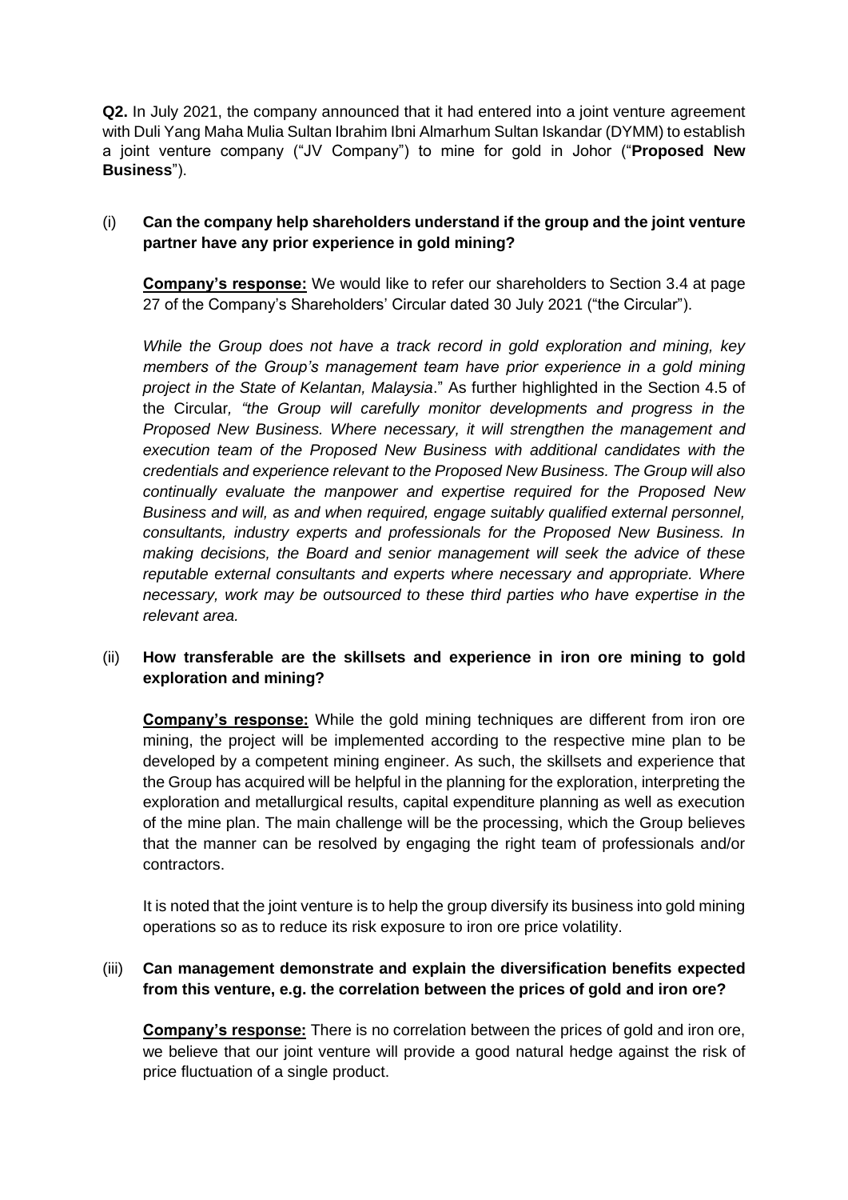**Q2.** In July 2021, the company announced that it had entered into a joint venture agreement with Duli Yang Maha Mulia Sultan Ibrahim Ibni Almarhum Sultan Iskandar (DYMM) to establish a joint venture company ("JV Company") to mine for gold in Johor ("**Proposed New Business**").

(i) **Can the company help shareholders understand if the group and the joint venture partner have any prior experience in gold mining?**

**Company's response:** We would like to refer our shareholders to Section 3.4 at page 27 of the Company's Shareholders' Circular dated 30 July 2021 ("the Circular").

*While the Group does not have a track record in gold exploration and mining, key members of the Group's management team have prior experience in a gold mining project in the State of Kelantan, Malaysia*." As further highlighted in the Section 4.5 of the Circular*, "the Group will carefully monitor developments and progress in the Proposed New Business. Where necessary, it will strengthen the management and execution team of the Proposed New Business with additional candidates with the credentials and experience relevant to the Proposed New Business. The Group will also continually evaluate the manpower and expertise required for the Proposed New Business and will, as and when required, engage suitably qualified external personnel, consultants, industry experts and professionals for the Proposed New Business. In making decisions, the Board and senior management will seek the advice of these reputable external consultants and experts where necessary and appropriate. Where necessary, work may be outsourced to these third parties who have expertise in the relevant area.*

(ii) **How transferable are the skillsets and experience in iron ore mining to gold exploration and mining?**

**Company's response:** While the gold mining techniques are different from iron ore mining, the project will be implemented according to the respective mine plan to be developed by a competent mining engineer. As such, the skillsets and experience that the Group has acquired will be helpful in the planning for the exploration, interpreting the exploration and metallurgical results, capital expenditure planning as well as execution of the mine plan. The main challenge will be the processing, which the Group believes that the manner can be resolved by engaging the right team of professionals and/or contractors.

It is noted that the joint venture is to help the group diversify its business into gold mining operations so as to reduce its risk exposure to iron ore price volatility.

(iii) **Can management demonstrate and explain the diversification benefits expected from this venture, e.g. the correlation between the prices of gold and iron ore?**

**Company's response:** There is no correlation between the prices of gold and iron ore, we believe that our joint venture will provide a good natural hedge against the risk of price fluctuation of a single product.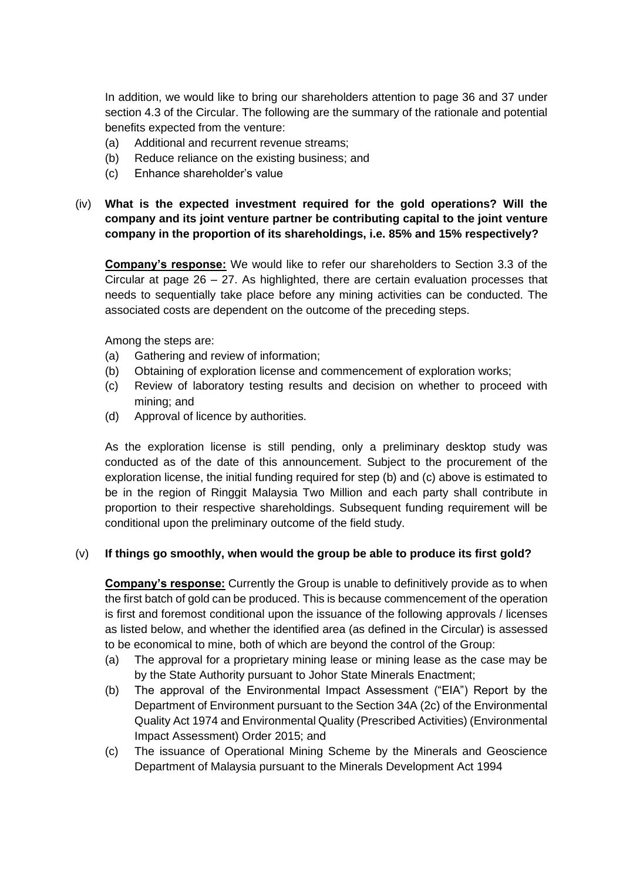In addition, we would like to bring our shareholders attention to page 36 and 37 under section 4.3 of the Circular. The following are the summary of the rationale and potential benefits expected from the venture:

(a) Additional and recurrent revenue streams;
(b) Reduce reliance on the existing business; and
(c) Enhance shareholder's value

(iv) **What is the expected investment required for the gold operations? Will the company and its joint venture partner be contributing capital to the joint venture company in the proportion of its shareholdings, i.e. 85% and 15% respectively?**

**<u>Company's response:</u>** We would like to refer our shareholders to Section 3.3 of the Circular at page 26 – 27. As highlighted, there are certain evaluation processes that needs to sequentially take place before any mining activities can be conducted. The associated costs are dependent on the outcome of the preceding steps.

Among the steps are:

(a) Gathering and review of information;
(b) Obtaining of exploration license and commencement of exploration works;
(c) Review of laboratory testing results and decision on whether to proceed with mining; and
(d) Approval of licence by authorities.

As the exploration license is still pending, only a preliminary desktop study was conducted as of the date of this announcement. Subject to the procurement of the exploration license, the initial funding required for step (b) and (c) above is estimated to be in the region of Ringgit Malaysia Two Million and each party shall contribute in proportion to their respective shareholdings. Subsequent funding requirement will be conditional upon the preliminary outcome of the field study.

(v) **If things go smoothly, when would the group be able to produce its first gold?**

**<u>Company's response:</u>** Currently the Group is unable to definitively provide as to when the first batch of gold can be produced. This is because commencement of the operation is first and foremost conditional upon the issuance of the following approvals / licenses as listed below, and whether the identified area (as defined in the Circular) is assessed to be economical to mine, both of which are beyond the control of the Group:

(a) The approval for a proprietary mining lease or mining lease as the case may be by the State Authority pursuant to Johor State Minerals Enactment;
(b) The approval of the Environmental Impact Assessment ("EIA") Report by the Department of Environment pursuant to the Section 34A (2c) of the Environmental Quality Act 1974 and Environmental Quality (Prescribed Activities) (Environmental Impact Assessment) Order 2015; and
(c) The issuance of Operational Mining Scheme by the Minerals and Geoscience Department of Malaysia pursuant to the Minerals Development Act 1994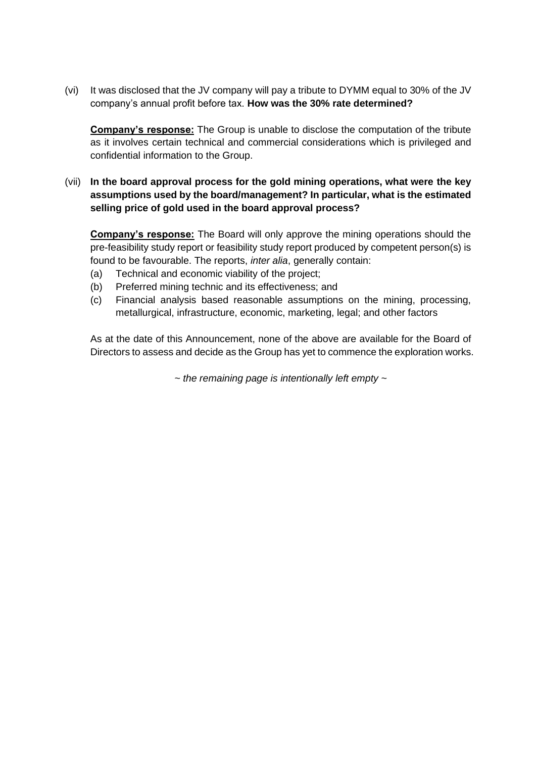(vi) It was disclosed that the JV company will pay a tribute to DYMM equal to 30% of the JV company's annual profit before tax. **How was the 30% rate determined?**

**Company's response:** The Group is unable to disclose the computation of the tribute as it involves certain technical and commercial considerations which is privileged and confidential information to the Group.

(vii) **In the board approval process for the gold mining operations, what were the key assumptions used by the board/management? In particular, what is the estimated selling price of gold used in the board approval process?**

**Company's response:** The Board will only approve the mining operations should the pre-feasibility study report or feasibility study report produced by competent person(s) is found to be favourable. The reports, *inter alia*, generally contain:

(a) Technical and economic viability of the project;
(b) Preferred mining technic and its effectiveness; and
(c) Financial analysis based reasonable assumptions on the mining, processing, metallurgical, infrastructure, economic, marketing, legal; and other factors

As at the date of this Announcement, none of the above are available for the Board of Directors to assess and decide as the Group has yet to commence the exploration works.

*~ the remaining page is intentionally left empty ~*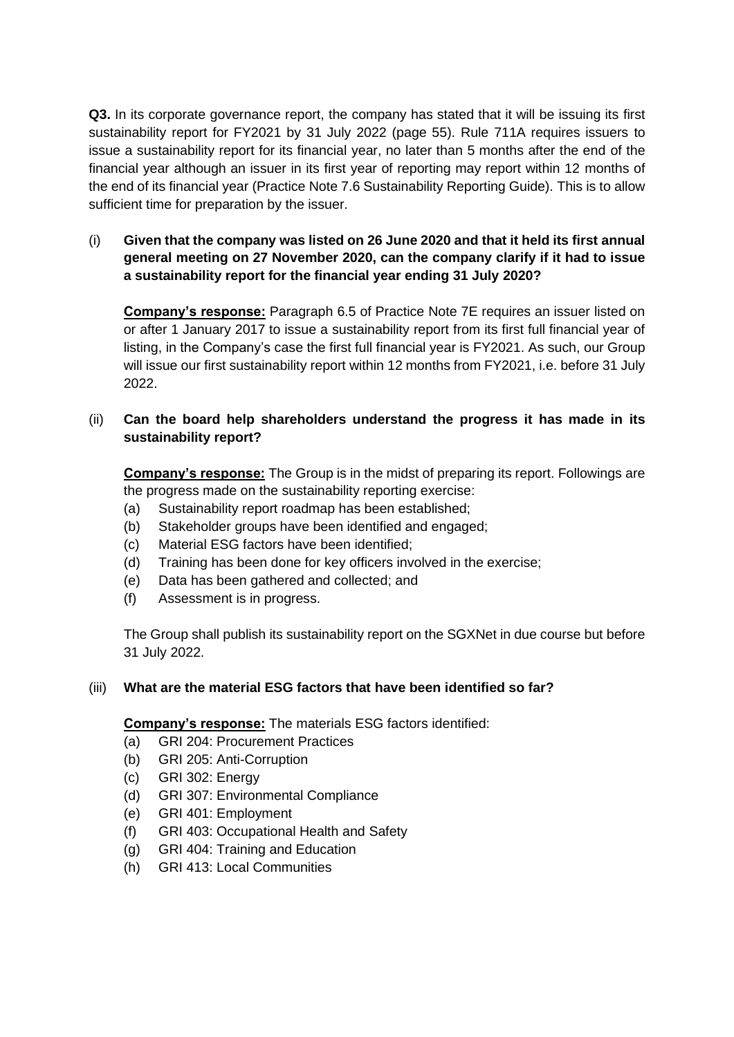**Q3.** In its corporate governance report, the company has stated that it will be issuing its first sustainability report for FY2021 by 31 July 2022 (page 55). Rule 711A requires issuers to issue a sustainability report for its financial year, no later than 5 months after the end of the financial year although an issuer in its first year of reporting may report within 12 months of the end of its financial year (Practice Note 7.6 Sustainability Reporting Guide). This is to allow sufficient time for preparation by the issuer.

(i) **Given that the company was listed on 26 June 2020 and that it held its first annual general meeting on 27 November 2020, can the company clarify if it had to issue a sustainability report for the financial year ending 31 July 2020?**

**Company's response:** Paragraph 6.5 of Practice Note 7E requires an issuer listed on or after 1 January 2017 to issue a sustainability report from its first full financial year of listing, in the Company's case the first full financial year is FY2021. As such, our Group will issue our first sustainability report within 12 months from FY2021, i.e. before 31 July 2022.

(ii) **Can the board help shareholders understand the progress it has made in its sustainability report?**

**Company's response:** The Group is in the midst of preparing its report. Followings are the progress made on the sustainability reporting exercise:

(a) Sustainability report roadmap has been established;
(b) Stakeholder groups have been identified and engaged;
(c) Material ESG factors have been identified;
(d) Training has been done for key officers involved in the exercise;
(e) Data has been gathered and collected; and
(f) Assessment is in progress.

The Group shall publish its sustainability report on the SGXNet in due course but before 31 July 2022.

(iii) **What are the material ESG factors that have been identified so far?**

**Company's response:** The materials ESG factors identified:

(a) GRI 204: Procurement Practices
(b) GRI 205: Anti-Corruption
(c) GRI 302: Energy
(d) GRI 307: Environmental Compliance
(e) GRI 401: Employment
(f) GRI 403: Occupational Health and Safety
(g) GRI 404: Training and Education
(h) GRI 413: Local Communities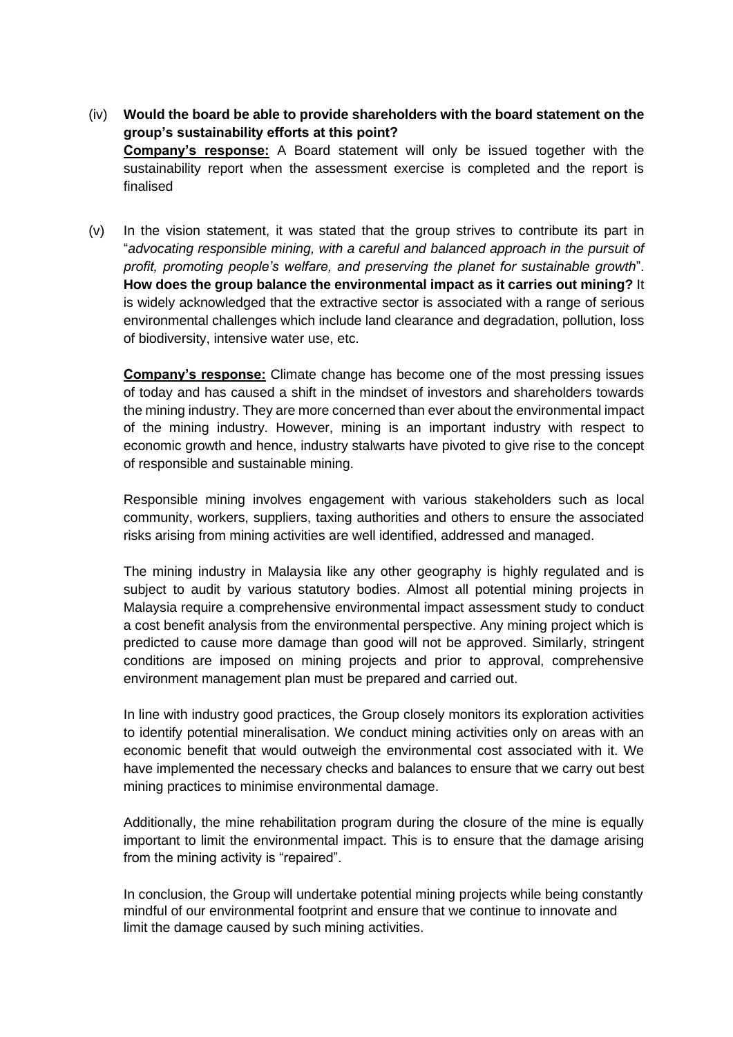(iv) **Would the board be able to provide shareholders with the board statement on the group's sustainability efforts at this point?**

**<u>Company's response:</u>** A Board statement will only be issued together with the sustainability report when the assessment exercise is completed and the report is finalised

(v) In the vision statement, it was stated that the group strives to contribute its part in "*advocating responsible mining, with a careful and balanced approach in the pursuit of profit, promoting people's welfare, and preserving the planet for sustainable growth*". **How does the group balance the environmental impact as it carries out mining?** It is widely acknowledged that the extractive sector is associated with a range of serious environmental challenges which include land clearance and degradation, pollution, loss of biodiversity, intensive water use, etc.

**<u>Company's response:</u>** Climate change has become one of the most pressing issues of today and has caused a shift in the mindset of investors and shareholders towards the mining industry. They are more concerned than ever about the environmental impact of the mining industry. However, mining is an important industry with respect to economic growth and hence, industry stalwarts have pivoted to give rise to the concept of responsible and sustainable mining.

Responsible mining involves engagement with various stakeholders such as local community, workers, suppliers, taxing authorities and others to ensure the associated risks arising from mining activities are well identified, addressed and managed.

The mining industry in Malaysia like any other geography is highly regulated and is subject to audit by various statutory bodies. Almost all potential mining projects in Malaysia require a comprehensive environmental impact assessment study to conduct a cost benefit analysis from the environmental perspective. Any mining project which is predicted to cause more damage than good will not be approved. Similarly, stringent conditions are imposed on mining projects and prior to approval, comprehensive environment management plan must be prepared and carried out.

In line with industry good practices, the Group closely monitors its exploration activities to identify potential mineralisation. We conduct mining activities only on areas with an economic benefit that would outweigh the environmental cost associated with it. We have implemented the necessary checks and balances to ensure that we carry out best mining practices to minimise environmental damage.

Additionally, the mine rehabilitation program during the closure of the mine is equally important to limit the environmental impact. This is to ensure that the damage arising from the mining activity is "repaired".

In conclusion, the Group will undertake potential mining projects while being constantly mindful of our environmental footprint and ensure that we continue to innovate and limit the damage caused by such mining activities.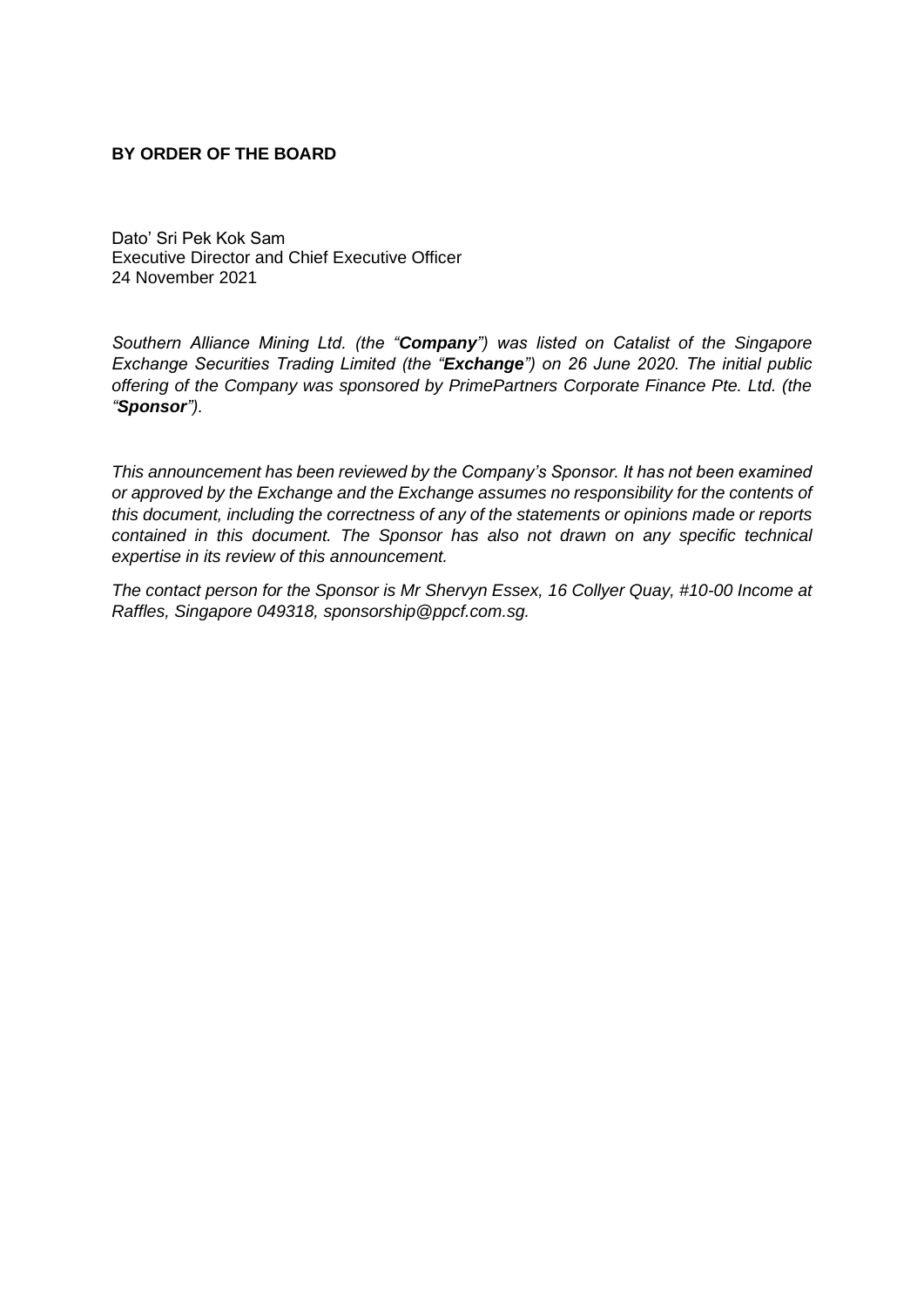**BY ORDER OF THE BOARD**

Dato' Sri Pek Kok Sam
Executive Director and Chief Executive Officer
24 November 2021

*Southern Alliance Mining Ltd. (the "**Company**") was listed on Catalist of the Singapore Exchange Securities Trading Limited (the "**Exchange**") on 26 June 2020. The initial public offering of the Company was sponsored by PrimePartners Corporate Finance Pte. Ltd. (the "**Sponsor**").*

*This announcement has been reviewed by the Company's Sponsor. It has not been examined or approved by the Exchange and the Exchange assumes no responsibility for the contents of this document, including the correctness of any of the statements or opinions made or reports contained in this document. The Sponsor has also not drawn on any specific technical expertise in its review of this announcement.*

*The contact person for the Sponsor is Mr Shervyn Essex, 16 Collyer Quay, #10-00 Income at Raffles, Singapore 049318, sponsorship@ppcf.com.sg.*